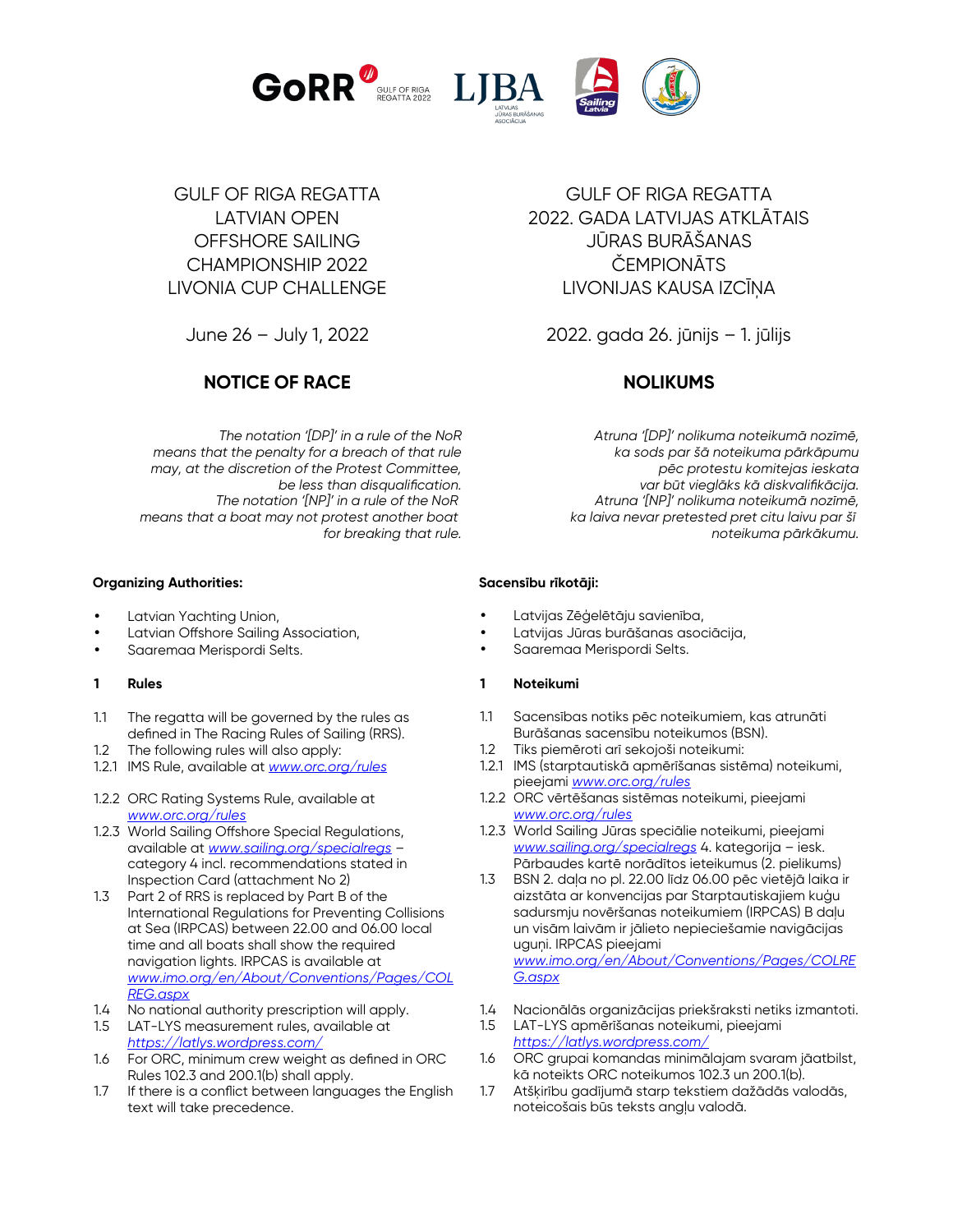GULF OF RIGA REGATTA
LATVIAN OPEN
OFFSHORE SAILING
CHAMPIONSHIP 2022
LIVONIA CUP CHALLENGE

June 26 – July 1, 2022

# NOTICE OF RACE

*The notation '[DP]' in a rule of the NoR means that the penalty for a breach of that rule may, at the discretion of the Protest Committee, be less than disqualification.*
*The notation '[NP]' in a rule of the NoR means that a boat may not protest another boat for breaking that rule.*

**Organizing Authorities:**

- Latvian Yachting Union,
- Latvian Offshore Sailing Association,
- Saaremaa Merispordi Selts.

## 1 Rules

1.1 The regatta will be governed by the rules as defined in The Racing Rules of Sailing (RRS).
1.2 The following rules will also apply:
1.2.1 IMS Rule, available at www.orc.org/rules
1.2.2 ORC Rating Systems Rule, available at www.orc.org/rules
1.2.3 World Sailing Offshore Special Regulations, available at www.sailing.org/specialregs – category 4 incl. recommendations stated in Inspection Card (attachment No 2)
1.3 Part 2 of RRS is replaced by Part B of the International Regulations for Preventing Collisions at Sea (IRPCAS) between 22.00 and 06.00 local time and all boats shall show the required navigation lights. IRPCAS is available at www.imo.org/en/About/Conventions/Pages/COLREG.aspx
1.4 No national authority prescription will apply.
1.5 LAT-LYS measurement rules, available at https://latlys.wordpress.com/
1.6 For ORC, minimum crew weight as defined in ORC Rules 102.3 and 200.1(b) shall apply.
1.7 If there is a conflict between languages the English text will take precedence.

---

GULF OF RIGA REGATTA
2022. GADA LATVIJAS ATKLĀTAIS
JŪRAS BURĀŠANAS
ČEMPIONĀTS
LIVONIJAS KAUSA IZCĪŅA

2022. gada 26. jūnijs – 1. jūlijs

# NOLIKUMS

*Atruna '[DP]' nolikuma noteikumā nozīmē, ka sods par šā noteikuma pārkāpumu pēc protestu komitejas ieskata var būt vieglāks kā diskvalifikācija.*
*Atruna '[NP]' nolikuma noteikumā nozīmē, ka laiva nevar pretestēd pret citu laivu par šī noteikuma pārkāpumu.*

**Sacensību rīkotāji:**

- Latvijas Zēģelētāju savienība,
- Latvijas Jūras burāšanas asociācija,
- Saaremaa Merispordi Selts.

## 1 Noteikumi

1.1 Sacensības notiks pēc noteikumiem, kas atrunāti Burāšanas sacensību noteikumos (BSN).
1.2 Tiks piemēroti arī sekojoši noteikumi:
1.2.1 IMS (starptautiskā apmērīšanas sistēma) noteikumi, pieejami www.orc.org/rules
1.2.2 ORC vērtēšanas sistēmas noteikumi, pieejami www.orc.org/rules
1.2.3 World Sailing Jūras speciālie noteikumi, pieejami www.sailing.org/specialregs 4. kategorija – iesk. Pārbaudes kartē norādītos ieteikumus (2. pielikums)
1.3 BSN 2. daļa no pl. 22.00 līdz 06.00 pēc vietējā laika ir aizstāta ar konvencijas par Starptautiskajiem kuģu sadursmju novēršanas noteikumiem (IRPCAS) B daļu un visām laivām ir jālieto nepieciešamie navigācijas uguņi. IRPCAS pieejami www.imo.org/en/About/Conventions/Pages/COLREG.aspx
1.4 Nacionālās organizācijas priekšraksti netiks izmantoti.
1.5 LAT-LYS apmērīšanas noteikumi, pieejami https://latlys.wordpress.com/
1.6 ORC grupai komandas minimālajam svaram jāatbilst, kā noteikts ORC noteikumos 102.3 un 200.1(b).
1.7 Atšķirību gadījumā starp tekstiem dažādās valodās, noteicošais būs teksts angļu valodā.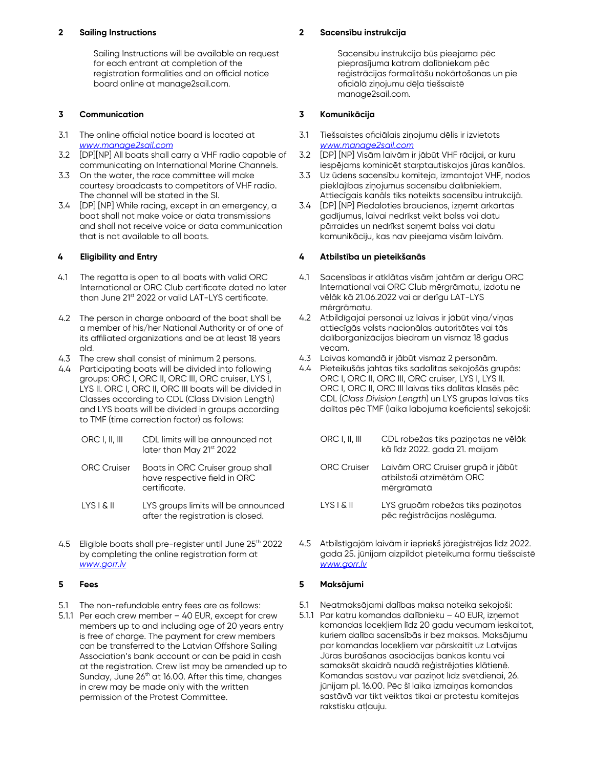## 2 Sailing Instructions

Sailing Instructions will be available on request for each entrant at completion of the registration formalities and on official notice board online at manage2sail.com.

## 3 Communication

3.1 The online official notice board is located at *www.manage2sail.com*

3.2 [DP][NP] All boats shall carry a VHF radio capable of communicating on International Marine Channels.

3.3 On the water, the race committee will make courtesy broadcasts to competitors of VHF radio. The channel will be stated in the SI.

3.4 [DP] [NP] While racing, except in an emergency, a boat shall not make voice or data transmissions and shall not receive voice or data communication that is not available to all boats.

## 4 Eligibility and Entry

4.1 The regatta is open to all boats with valid ORC International or ORC Club certificate dated no later than June 21st 2022 or valid LAT-LYS certificate.

4.2 The person in charge onboard of the boat shall be a member of his/her National Authority or of one of its affiliated organizations and be at least 18 years old.

4.3 The crew shall consist of minimum 2 persons.

4.4 Participating boats will be divided into following groups: ORC I, ORC II, ORC III, ORC cruiser, LYS I, LYS II. ORC I, ORC II, ORC III boats will be divided in Classes according to CDL (Class Division Length) and LYS boats will be divided in groups according to TMF (time correction factor) as follows:

| | |
|---|---|
| ORC I, II, III | CDL limits will be announced not later than May 21st 2022 |
| ORC Cruiser | Boats in ORC Cruiser group shall have respective field in ORC certificate. |
| LYS I & II | LYS groups limits will be announced after the registration is closed. |

4.5 Eligible boats shall pre-register until June 25th 2022 by completing the online registration form at *www.gorr.lv*

## 5 Fees

5.1 The non-refundable entry fees are as follows:

5.1.1 Per each crew member – 40 EUR, except for crew members up to and including age of 20 years entry is free of charge. The payment for crew members can be transferred to the Latvian Offshore Sailing Association's bank account or can be paid in cash at the registration. Crew list may be amended up to Sunday, June 26th at 16.00. After this time, changes in crew may be made only with the written permission of the Protest Committee.

## 2 Sacensību instrukcija

Sacensību instrukcija būs pieejama pēc pieprasījuma katram dalībniekam pēc reģistrācijas formalitāšu nokārtošanas un pie oficiālā ziņojumu dēļa tiešsaistē manage2sail.com.

## 3 Komunikācija

3.1 Tiešsaistes oficiālais ziņojumu dēlis ir izvietots *www.manage2sail.com*

3.2 [DP] [NP] Visām laivām ir jābūt VHF rācijai, ar kuru iespējams kominicēt starptautiskajos jūras kanālos.

3.3 Uz ūdens sacensību komiteja, izmantojot VHF, nodos pieklājības ziņojumus sacensību dalībniekiem. Attiecīgais kanāls tiks noteikts sacensību intrukcijā.

3.4 [DP] [NP] Piedaloties braucienos, izņemt ārkārtās gadījumus, laivai nedrīkst veikt balss vai datu pārraides un nedrīkst saņemt balss vai datu komunikāciju, kas nav pieejama visām laivām.

## 4 Atbilstība un pieteikšanās

4.1 Sacensības ir atklātas visām jahtām ar derīgu ORC International vai ORC Club mērgrāmatu, izdotu ne vēlāk kā 21.06.2022 vai ar derīgu LAT-LYS mērgrāmatu.

4.2 Atbildīgajai personai uz laivas ir jābūt viņa/viņas attiecīgās valsts nacionālas autoritātes vai tās dalīborganizācijas biedram un vismaz 18 gadus vecam.

4.3 Laivas komandā ir jābūt vismaz 2 personām.

4.4 Pieteikušās jahtas tiks sadalītas sekojošās grupās: ORC I, ORC II, ORC III, ORC cruiser, LYS I, LYS II. ORC I, ORC II, ORC III laivas tiks dalītas klasēs pēc CDL (*Class Division Length*) un LYS grupās laivas tiks dalītas pēc TMF (laika labojuma koeficients) sekojoši:

| | |
|---|---|
| ORC I, II, III | CDL robežas tiks paziņotas ne vēlāk kā līdz 2022. gada 21. maijam |
| ORC Cruiser | Laivām ORC Cruiser grupā ir jābūt atbilstoši atzīmētām ORC mērgrāmatā |
| LYS I & II | LYS grupām robežas tiks paziņotas pēc reģistrācijas noslēguma. |

4.5 Atbilstīgajām laivām ir iepriekš jāreģistrējas līdz 2022. gada 25. jūnijam aizpildot pieteikuma formu tiešsaistē *www.gorr.lv*

## 5 Maksājumi

5.1 Neatmaksājami dalības maksa noteika sekojoši:

5.1.1 Par katru komandas dalībnieku – 40 EUR, izņemot komandas locekļiem līdz 20 gadu vecumam ieskaitot, kuriem dalība sacensībās ir bez maksas. Maksājumu par komandas locekļiem var pārskaitīt uz Latvijas Jūras burāšanas asociācijas bankas kontu vai samaksāt skaidrā naudā reģistrējoties klātienē. Komandas sastāvu var paziņot līdz svētdienai, 26. jūnijam pl. 16.00. Pēc šī laika izmaiņas komandas sastāvā var tikt veiktas tikai ar protestu komitejas rakstisku atļauju.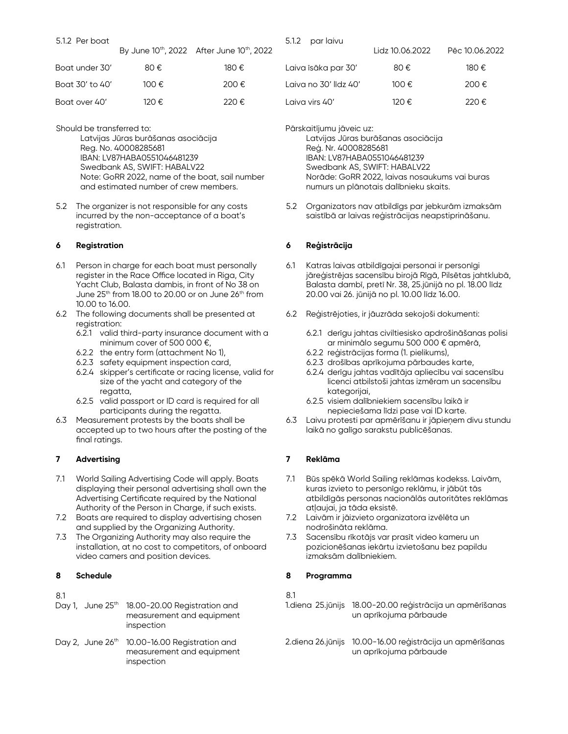5.1.2 Per boat

| | By June 10th, 2022 | After June 10th, 2022 |
|---|---|---|
| Boat under 30' | 80 € | 180 € |
| Boat 30' to 40' | 100 € | 200 € |
| Boat over 40' | 120 € | 220 € |

Should be transferred to:

Latvijas Jūras burāšanas asociācija
Reg. No. 40008285681
IBAN: LV87HABA0551046481239
Swedbank AS, SWIFT: HABALV22
Note: GoRR 2022, name of the boat, sail number and estimated number of crew members.

5.2 The organizer is not responsible for any costs incurred by the non-acceptance of a boat's registration.

## 6 Registration

6.1 Person in charge for each boat must personally register in the Race Office located in Riga, City Yacht Club, Balasta dambis, in front of No 38 on June 25th from 18.00 to 20.00 or on June 26th from 10.00 to 16.00.

6.2 The following documents shall be presented at registration:

- 6.2.1 valid third-party insurance document with a minimum cover of 500 000 €,
- 6.2.2 the entry form (attachment No 1),
- 6.2.3 safety equipment inspection card,
- 6.2.4 skipper's certificate or racing license, valid for size of the yacht and category of the regatta,
- 6.2.5 valid passport or ID card is required for all participants during the regatta.

6.3 Measurement protests by the boats shall be accepted up to two hours after the posting of the final ratings.

## 7 Advertising

7.1 World Sailing Advertising Code will apply. Boats displaying their personal advertising shall own the Advertising Certificate required by the National Authority of the Person in Charge, if such exists.

7.2 Boats are required to display advertising chosen and supplied by the Organizing Authority.

7.3 The Organizing Authority may also require the installation, at no cost to competitors, of onboard video camers and position devices.

## 8 Schedule

8.1

| | |
|---|---|
| Day 1, June 25th | 18.00-20.00 Registration and measurement and equipment inspection |
| Day 2, June 26th | 10.00-16.00 Registration and measurement and equipment inspection |

---

5.1.2 par laivu

| | Līdz 10.06.2022 | Pēc 10.06.2022 |
|---|---|---|
| Laiva īsāka par 30' | 80 € | 180 € |
| Laiva no 30' līdz 40' | 100 € | 200 € |
| Laiva virs 40' | 120 € | 220 € |

Pārskaitījumu jāveic uz:

Latvijas Jūras burāšanas asociācija
Reģ. Nr. 40008285681
IBAN: LV87HABA0551046481239
Swedbank AS, SWIFT: HABALV22
Norāde: GoRR 2022, laivas nosaukums vai buras numurs un plānotais dalībnieku skaits.

5.2 Organizators nav atbildīgs par jebkurām izmaksām saistībā ar laivas reģistrācijas neapstiprināšanu.

## 6 Reģistrācija

6.1 Katras laivas atbildīgajai personai ir personīgi jāreģistrējas sacensību birojā Rīgā, Pilsētas jahtklubā, Balasta dambī, pretī Nr. 38, 25.jūnijā no pl. 18.00 līdz 20.00 vai 26. jūnijā no pl. 10.00 līdz 16.00.

6.2 Reģistrējoties, ir jāuzrāda sekojoši dokumenti:

- 6.2.1 derīgu jahtas civiltiesisko apdrošināšanas polisi ar minimālo segumu 500 000 € apmērā,
- 6.2.2 reģistrācijas forma (1. pielikums),
- 6.2.3 drošības aprīkojuma pārbaudes karte,
- 6.2.4 derīgu jahtas vadītāja apliecību vai sacensību licenci atbilstoši jahtas izmēram un sacensību kategorijai,
- 6.2.5 visiem dalībniekiem sacensību laikā ir nepieciešama līdzi pase vai ID karte.

6.3 Laivu protesti par apmērīšanu ir jāpieņem divu stundu laikā no galīgo sarakstu publicēšanas.

## 7 Reklāma

7.1 Būs spēkā World Sailing reklāmas kodekss. Laivām, kuras izvieto to personīgo reklāmu, ir jābūt tās atbildīgās personas nacionālās autoritātes reklāmas atļaujai, ja tāda eksistē.

7.2 Laivām ir jāizvieto organizatora izvēlēta un nodrošināta reklāma.

7.3 Sacensību rīkotājs var prasīt video kameru un pozicionēšanas iekārtu izvietošanu bez papildu izmaksām dalībniekiem.

## 8 Programma

8.1

| | |
|---|---|
| 1.diena 25.jūnijs | 18.00-20.00 reģistrācija un apmērīšanas un aprīkojuma pārbaude |
| 2.diena 26.jūnijs | 10.00-16.00 reģistrācija un apmērīšanas un aprīkojuma pārbaude |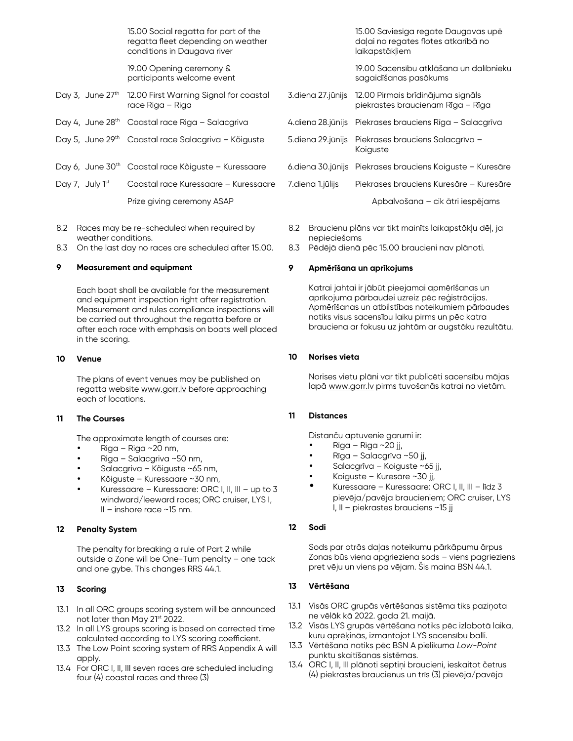|  |  |
|---|---|
|  | 15.00 Social regatta for part of the regatta fleet depending on weather conditions in Daugava river |
|  | 19.00 Opening ceremony & participants welcome event |
| Day 3, June 27th | 12.00 First Warning Signal for coastal race Riga – Riga |
| Day 4, June 28th | Coastal race Riga – Salacgriva |
| Day 5, June 29th | Coastal race Salacgriva – Kõiguste |
| Day 6, June 30th | Coastal race Kõiguste – Kuressaare |
| Day 7, July 1st | Coastal race Kuressaare – Kuressaare |
|  | Prize giving ceremony ASAP |

8.2 Races may be re-scheduled when required by weather conditions.
8.3 On the last day no races are scheduled after 15.00.

**9 Measurement and equipment**

Each boat shall be available for the measurement and equipment inspection right after registration. Measurement and rules compliance inspections will be carried out throughout the regatta before or after each race with emphasis on boats well placed in the scoring.

**10 Venue**

The plans of event venues may be published on regatta website www.gorr.lv before approaching each of locations.

**11 The Courses**

The approximate length of courses are:

- Riga – Riga ~20 nm,
- Riga – Salacgriva ~50 nm,
- Salacgriva – Kõiguste ~65 nm,
- Kõiguste – Kuressaare ~30 nm,
- Kuressaare – Kuressaare: ORC I, II, III – up to 3 windward/leeward races; ORC cruiser, LYS I, II – inshore race ~15 nm.

**12 Penalty System**

The penalty for breaking a rule of Part 2 while outside a Zone will be One-Turn penalty – one tack and one gybe. This changes RRS 44.1.

**13 Scoring**

13.1 In all ORC groups scoring system will be announced not later than May 21st 2022.
13.2 In all LYS groups scoring is based on corrected time calculated according to LYS scoring coefficient.
13.3 The Low Point scoring system of RRS Appendix A will apply.
13.4 For ORC I, II, III seven races are scheduled including four (4) coastal races and three (3)

|  |  |
|---|---|
|  | 15.00 Saviesīga regate Daugavas upē daļai no regates flotes atkarībā no laikapstākļiem |
|  | 19.00 Sacensību atklāšana un dalībnieku sagaidīšanas pasākums |
| 3.diena 27.jūnijs | 12.00 Pirmais brīdinājuma signāls piekrastes braucienam Rīga – Rīga |
| 4.diena 28.jūnijs | Piekrastes brauciens Rīga – Salacgrīva |
| 5.diena 29.jūnijs | Piekrases brauciens Salacgrīva – Koiguste |
| 6.diena 30.jūnijs | Piekrastes brauciens Koiguste – Kuresāre |
| 7.diena 1.jūlijs | Piekrases brauciens Kuresāre – Kuresāre |
|  | Apbalvošana – cik ātri iespējams |

8.2 Braucienu plāns var tikt mainīts laikapstākļu dēļ, ja nepieciešams
8.3 Pēdējā dienā pēc 15.00 braucieni nav plānoti.

**9 Apmērīšana un aprīkojums**

Katrai jahtai ir jābūt pieejamai apmērīšanas un aprīkojuma pārbaudei uzreiz pēc reģistrācijas. Apmērīšanas un atbilstības noteikumiem pārbaudes notiks visus sacensību laiku pirms un pēc katra brauciena ar fokusu uz jahtām ar augstāku rezultātu.

**10 Norises vieta**

Norises vietu plāni var tikt publicēti sacensību mājas lapā www.gorr.lv pirms tuvošanās katrai no vietām.

**11 Distances**

Distanču aptuvenie garumi ir:

- Rīga – Rīga ~20 jj,
- Rīga – Salacgrīva ~50 jj,
- Salacgrīva – Koiguste ~65 jj,
- Koiguste – Kuresāre ~30 jj,
- Kuressaare – Kuressaare: ORC I, II, III – līdz 3 pievēja/pavēja braucieniem; ORC cruiser, LYS I, II – piekrastes brauciens ~15 jj

**12 Sodi**

Sods par otrās daļas noteikumu pārkāpumu ārpus Zonas būs viena apgrieziena sods – viens pagrieziens pret vēju un viens pa vējam. Šis maina BSN 44.1.

**13 Vērtēšana**

13.1 Visās ORC grupās vērtēšanas sistēma tiks paziņota ne vēlāk kā 2022. gada 21. maijā.
13.2 Visās LYS grupās vērtēšana notiks pēc izlabotā laika, kuru aprēķinās, izmantojot LYS sacensību balli.
13.3 Vērtēšana notiks pēc BSN A pielikuma *Low-Point* punktu skaitīšanas sistēmas.
13.4 ORC I, II, III plānoti septiņi braucieni, ieskaitot četrus (4) piekrastes braucienus un trīs (3) pievēja/pavēja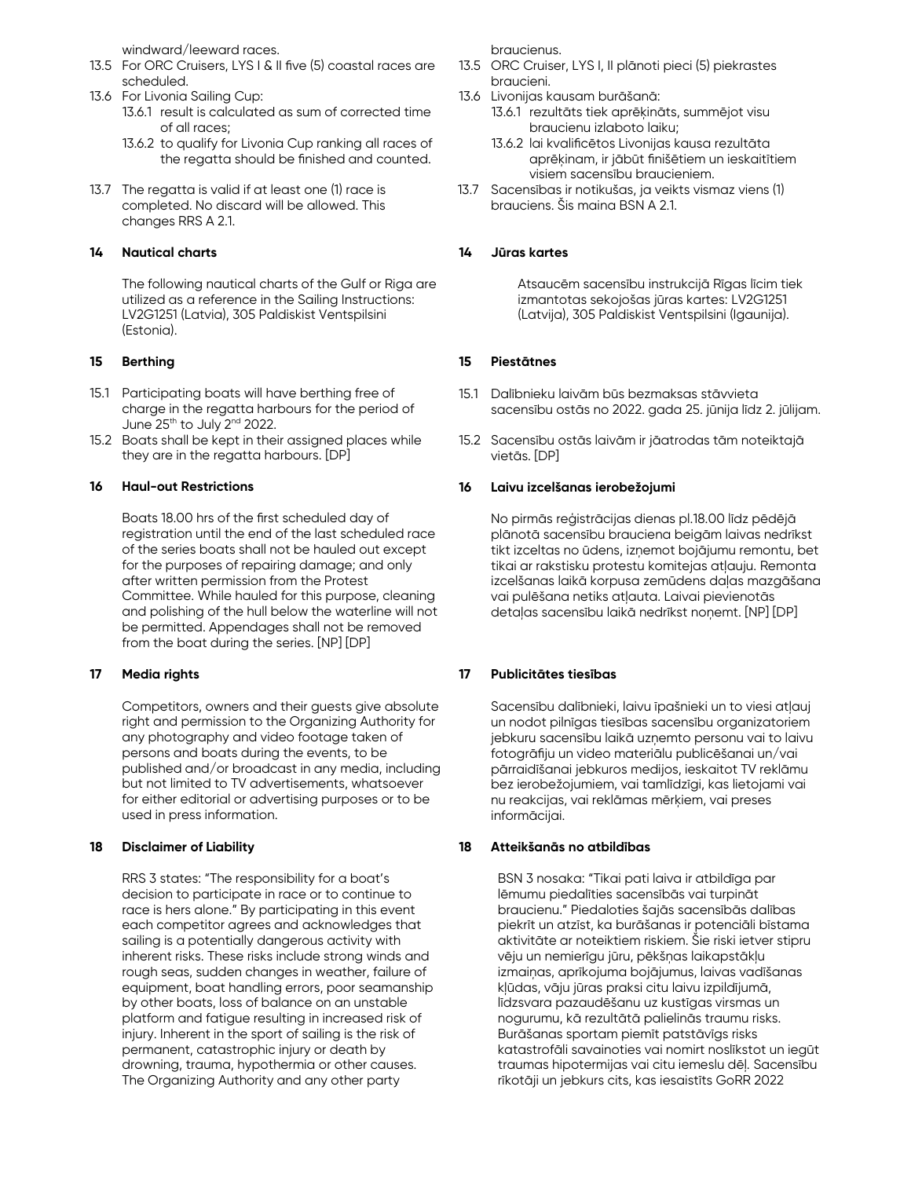windward/leeward races.

13.5 For ORC Cruisers, LYS I & II five (5) coastal races are scheduled.

13.6 For Livonia Sailing Cup:

13.6.1 result is calculated as sum of corrected time of all races;

13.6.2 to qualify for Livonia Cup ranking all races of the regatta should be finished and counted.

13.7 The regatta is valid if at least one (1) race is completed. No discard will be allowed. This changes RRS A 2.1.

### 14 Nautical charts

The following nautical charts of the Gulf or Riga are utilized as a reference in the Sailing Instructions: LV2G1251 (Latvia), 305 Paldiskist Ventspilsini (Estonia).

### 15 Berthing

15.1 Participating boats will have berthing free of charge in the regatta harbours for the period of June 25th to July 2nd 2022.

15.2 Boats shall be kept in their assigned places while they are in the regatta harbours. [DP]

### 16 Haul-out Restrictions

Boats 18.00 hrs of the first scheduled day of registration until the end of the last scheduled race of the series boats shall not be hauled out except for the purposes of repairing damage; and only after written permission from the Protest Committee. While hauled for this purpose, cleaning and polishing of the hull below the waterline will not be permitted. Appendages shall not be removed from the boat during the series. [NP] [DP]

### 17 Media rights

Competitors, owners and their guests give absolute right and permission to the Organizing Authority for any photography and video footage taken of persons and boats during the events, to be published and/or broadcast in any media, including but not limited to TV advertisements, whatsoever for either editorial or advertising purposes or to be used in press information.

### 18 Disclaimer of Liability

RRS 3 states: "The responsibility for a boat's decision to participate in race or to continue to race is hers alone." By participating in this event each competitor agrees and acknowledges that sailing is a potentially dangerous activity with inherent risks. These risks include strong winds and rough seas, sudden changes in weather, failure of equipment, boat handling errors, poor seamanship by other boats, loss of balance on an unstable platform and fatigue resulting in increased risk of injury. Inherent in the sport of sailing is the risk of permanent, catastrophic injury or death by drowning, trauma, hypothermia or other causes. The Organizing Authority and any other party

braucienus.

13.5 ORC Cruiser, LYS I, II plānoti pieci (5) piekrastes braucieni.

13.6 Livonijas kausam burāšanā:

13.6.1 rezultāts tiek aprēķināts, summējot visu braucienu izlaboto laiku;

13.6.2 lai kvalificētos Livonijas kausa rezultāta aprēķinam, ir jābūt finišētiem un ieskaitītiem visiem sacensību braucieniem.

13.7 Sacensības ir notikušas, ja veikts vismaz viens (1) brauciens. Šis maina BSN A 2.1.

### 14 Jūras kartes

Atsaucēm sacensību instrukcijā Rīgas līcim tiek izmantotas sekojošas jūras kartes: LV2G1251 (Latvija), 305 Paldiskist Ventspilsini (Igaunija).

### 15 Piestātnes

15.1 Dalībnieku laivām būs bezmaksas stāvvieta sacensību ostās no 2022. gada 25. jūnija līdz 2. jūlijam.

15.2 Sacensību ostās laivām ir jāatrodas tām noteiktajā vietās. [DP]

### 16 Laivu izcelšanas ierobežojumi

No pirmās reģistrācijas dienas pl.18.00 līdz pēdējā plānotā sacensību brauciena beigām laivas nedrīkst tikt izceltas no ūdens, izņemot bojājumu remontu, bet tikai ar rakstisku protestu komitejas atļauju. Remonta izcelšanas laikā korpusa zemūdens daļas mazgāšana vai pulēšana netiks atļauta. Laivai pievienotās detaļas sacensību laikā nedrīkst noņemt. [NP] [DP]

### 17 Publicitātes tiesības

Sacensību dalībnieki, laivu īpašnieki un to viesi atļauj un nodot pilnīgas tiesības sacensību organizatoriem jebkuru sacensību laikā uzņemto personu vai to laivu fotogrāfiju un video materiālu publicēšanai un/vai pārraidīšanai jebkuros medijos, ieskaitot TV reklāmu bez ierobežojumiem, vai tamlīdzīgi, kas lietojami vai nu reakcijas, vai reklāmas mērķiem, vai preses informācijai.

### 18 Atteikšanās no atbildības

BSN 3 nosaka: "Tikai pati laiva ir atbildīga par lēmumu piedalīties sacensībās vai turpināt braucienu." Piedaloties šajās sacensībās dalības piekrīt un atzīst, ka burāšanas ir potenciāli bīstama aktivitāte ar noteiktiem riskiem. Šie riski ietver stipru vēju un nemierīgu jūru, pēkšņas laikapstākļu izmaiņas, aprīkojuma bojājumus, laivas vadīšanas kļūdas, vāju jūras praksi citu laivu izpildījumā, līdzsvara pazaudēšanu uz kustīgas virsmas un nogurumu, kā rezultātā palielinās traumu risks. Burāšanas sportam piemīt patstāvīgs risks katastrofāli savainoties vai nomirt noslīkstot un iegūt traumas hipotermijas vai citu iemeslu dēļ. Sacensību rīkotāji un jebkurs cits, kas iesaistīts GoRR 2022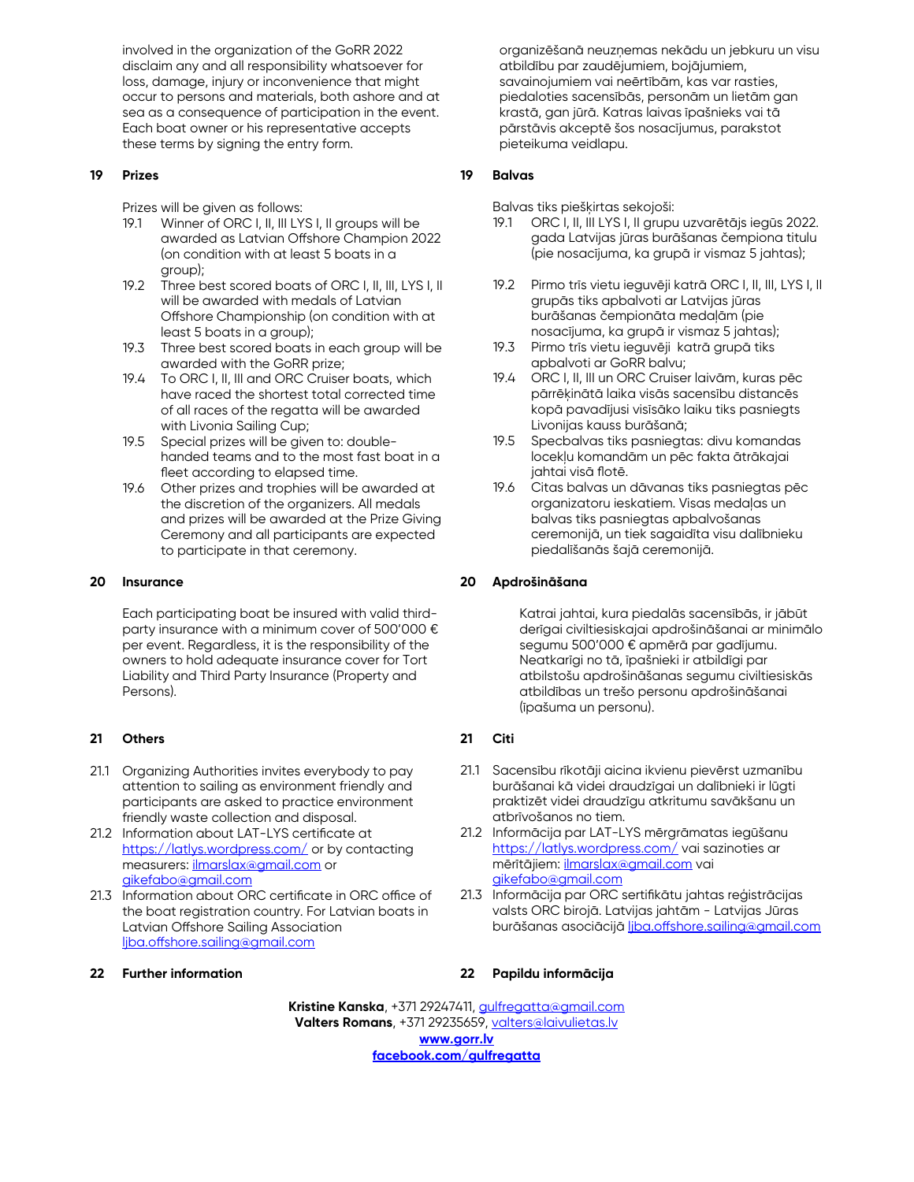involved in the organization of the GoRR 2022 disclaim any and all responsibility whatsoever for loss, damage, injury or inconvenience that might occur to persons and materials, both ashore and at sea as a consequence of participation in the event. Each boat owner or his representative accepts these terms by signing the entry form.

organizēšanā neuzņemas nekādu un jebkuru un visu atbildību par zaudējumiem, bojājumiem, savainojumiem vai neērtībām, kas var rasties, piedaloties sacensībās, personām un lietām gan krastā, gan jūrā. Katras laivas īpašnieks vai tā pārstāvis akceptē šos nosacījumus, parakstot pieteikuma veidlapu.

## 19 Prizes

Prizes will be given as follows:

19.1 Winner of ORC I, II, III LYS I, II groups will be awarded as Latvian Offshore Champion 2022 (on condition with at least 5 boats in a group);

19.2 Three best scored boats of ORC I, II, III, LYS I, II will be awarded with medals of Latvian Offshore Championship (on condition with at least 5 boats in a group);

19.3 Three best scored boats in each group will be awarded with the GoRR prize;

19.4 To ORC I, II, III and ORC Cruiser boats, which have raced the shortest total corrected time of all races of the regatta will be awarded with Livonia Sailing Cup;

19.5 Special prizes will be given to: double-handed teams and to the most fast boat in a fleet according to elapsed time.

19.6 Other prizes and trophies will be awarded at the discretion of the organizers. All medals and prizes will be awarded at the Prize Giving Ceremony and all participants are expected to participate in that ceremony.

## 19 Balvas

Balvas tiks piešķirtas sekojoši:

19.1 ORC I, II, III LYS I, II grupu uzvarētājs iegūs 2022. gada Latvijas jūras burāšanas čempiona titulu (pie nosacījuma, ka grupā ir vismaz 5 jahtas);

19.2 Pirmo trīs vietu ieguvēji katrā ORC I, II, III, LYS I, II grupās tiks apbalvoti ar Latvijas jūras burāšanas čempionāta medaļām (pie nosacījuma, ka grupā ir vismaz 5 jahtas);

19.3 Pirmo trīs vietu ieguvēji katrā grupā tiks apbalvoti ar GoRR balvu;

19.4 ORC I, II, III un ORC Cruiser laivām, kuras pēc pārrēķinātā laika visās sacensību distancēs kopā pavadījusi visīsāko laiku tiks pasniegts Livonijas kauss burāšanā;

19.5 Specbalvas tiks pasniegtas: divu komandas locekļu komandām un pēc fakta ātrākajai jahtai visā flotē.

19.6 Citas balvas un dāvanas tiks pasniegtas pēc organizatoru ieskatiem. Visas medaļas un balvas tiks pasniegtas apbalvošanas ceremonijā, un tiek sagaidīta visu dalībnieku piedalīšanās šajā ceremonijā.

## 20 Insurance

Each participating boat be insured with valid third-party insurance with a minimum cover of 500'000 € per event. Regardless, it is the responsibility of the owners to hold adequate insurance cover for Tort Liability and Third Party Insurance (Property and Persons).

## 20 Apdrošināšana

Katrai jahtai, kura piedalās sacensībās, ir jābūt derīgai civiltiesiskajai apdrošināšanai ar minimālo segumu 500'000 € apmērā par gadījumu. Neatkarīgi no tā, īpašnieki ir atbildīgi par atbilstošu apdrošināšanas segumu civiltiesiskās atbildības un trešo personu apdrošināšanai (īpašuma un personu).

## 21 Others

21.1 Organizing Authorities invites everybody to pay attention to sailing as environment friendly and participants are asked to practice environment friendly waste collection and disposal.

21.2 Information about LAT-LYS certificate at https://latlys.wordpress.com/ or by contacting measurers: ilmarslax@gmail.com or gikefabo@gmail.com

21.3 Information about ORC certificate in ORC office of the boat registration country. For Latvian boats in Latvian Offshore Sailing Association ljba.offshore.sailing@gmail.com

## 21 Citi

21.1 Sacensību rīkotāji aicina ikvienu pievērst uzmanību burāšanai kā videi draudzīgai un dalībnieki ir lūgti praktizēt videi draudzīgu atkritumu savākšanu un atbrīvošanos no tiem.

21.2 Informācija par LAT-LYS mērgrāmatas iegūšanu https://latlys.wordpress.com/ vai sazinoties ar mērītājiem: ilmarslax@gmail.com vai gikefabo@gmail.com

21.3 Informācija par ORC sertifikātu jahtas reģistrācijas valsts ORC birojā. Latvijas jahtām - Latvijas Jūras burāšanas asociācijā ljba.offshore.sailing@gmail.com

## 22 Further information

## 22 Papildu informācija

**Kristine Kanska**, +371 29247411, gulfregatta@gmail.com
**Valters Romans**, +371 29235659, valters@laivulietas.lv
**www.gorr.lv**
**facebook.com/gulfregatta**